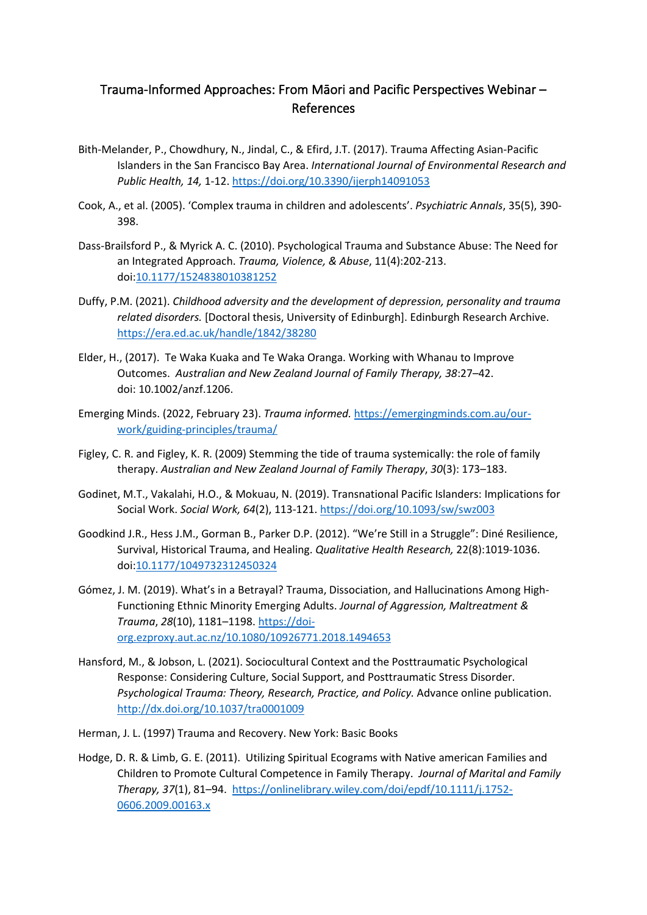# Trauma-Informed Approaches: From Māori and Pacific Perspectives Webinar – References

Bith-Melander, P., Chowdhury, N., Jindal, C., & Efird, J.T. (2017). Trauma Affecting Asian-Pacific Islanders in the San Francisco Bay Area. *International Journal of Environmental Research and Public Health, 14,* 1-12. https://doi.org/10.3390/ijerph14091053

Cook, A., et al. (2005). 'Complex trauma in children and adolescents'. *Psychiatric Annals*, 35(5), 390-398.

Dass-Brailsford P., & Myrick A. C. (2010). Psychological Trauma and Substance Abuse: The Need for an Integrated Approach. *Trauma, Violence, & Abuse*, 11(4):202-213. doi:10.1177/1524838010381252

Duffy, P.M. (2021). *Childhood adversity and the development of depression, personality and trauma related disorders.* [Doctoral thesis, University of Edinburgh]. Edinburgh Research Archive. https://era.ed.ac.uk/handle/1842/38280

Elder, H., (2017). Te Waka Kuaka and Te Waka Oranga. Working with Whanau to Improve Outcomes. *Australian and New Zealand Journal of Family Therapy, 38*:27–42. doi: 10.1002/anzf.1206.

Emerging Minds. (2022, February 23). *Trauma informed.* https://emergingminds.com.au/our-work/guiding-principles/trauma/

Figley, C. R. and Figley, K. R. (2009) Stemming the tide of trauma systemically: the role of family therapy. *Australian and New Zealand Journal of Family Therapy*, *30*(3): 173–183.

Godinet, M.T., Vakalahi, H.O., & Mokuau, N. (2019). Transnational Pacific Islanders: Implications for Social Work. *Social Work, 64*(2), 113-121. https://doi.org/10.1093/sw/swz003

Goodkind J.R., Hess J.M., Gorman B., Parker D.P. (2012). "We're Still in a Struggle": Diné Resilience, Survival, Historical Trauma, and Healing. *Qualitative Health Research,* 22(8):1019-1036. doi:10.1177/1049732312450324

Gómez, J. M. (2019). What's in a Betrayal? Trauma, Dissociation, and Hallucinations Among High-Functioning Ethnic Minority Emerging Adults. *Journal of Aggression, Maltreatment & Trauma*, *28*(10), 1181–1198. https://doi-org.ezproxy.aut.ac.nz/10.1080/10926771.2018.1494653

Hansford, M., & Jobson, L. (2021). Sociocultural Context and the Posttraumatic Psychological Response: Considering Culture, Social Support, and Posttraumatic Stress Disorder. *Psychological Trauma: Theory, Research, Practice, and Policy.* Advance online publication. http://dx.doi.org/10.1037/tra0001009

Herman, J. L. (1997) Trauma and Recovery. New York: Basic Books

Hodge, D. R. & Limb, G. E. (2011). Utilizing Spiritual Ecograms with Native american Families and Children to Promote Cultural Competence in Family Therapy. *Journal of Marital and Family Therapy, 37*(1), 81–94. https://onlinelibrary.wiley.com/doi/epdf/10.1111/j.1752-0606.2009.00163.x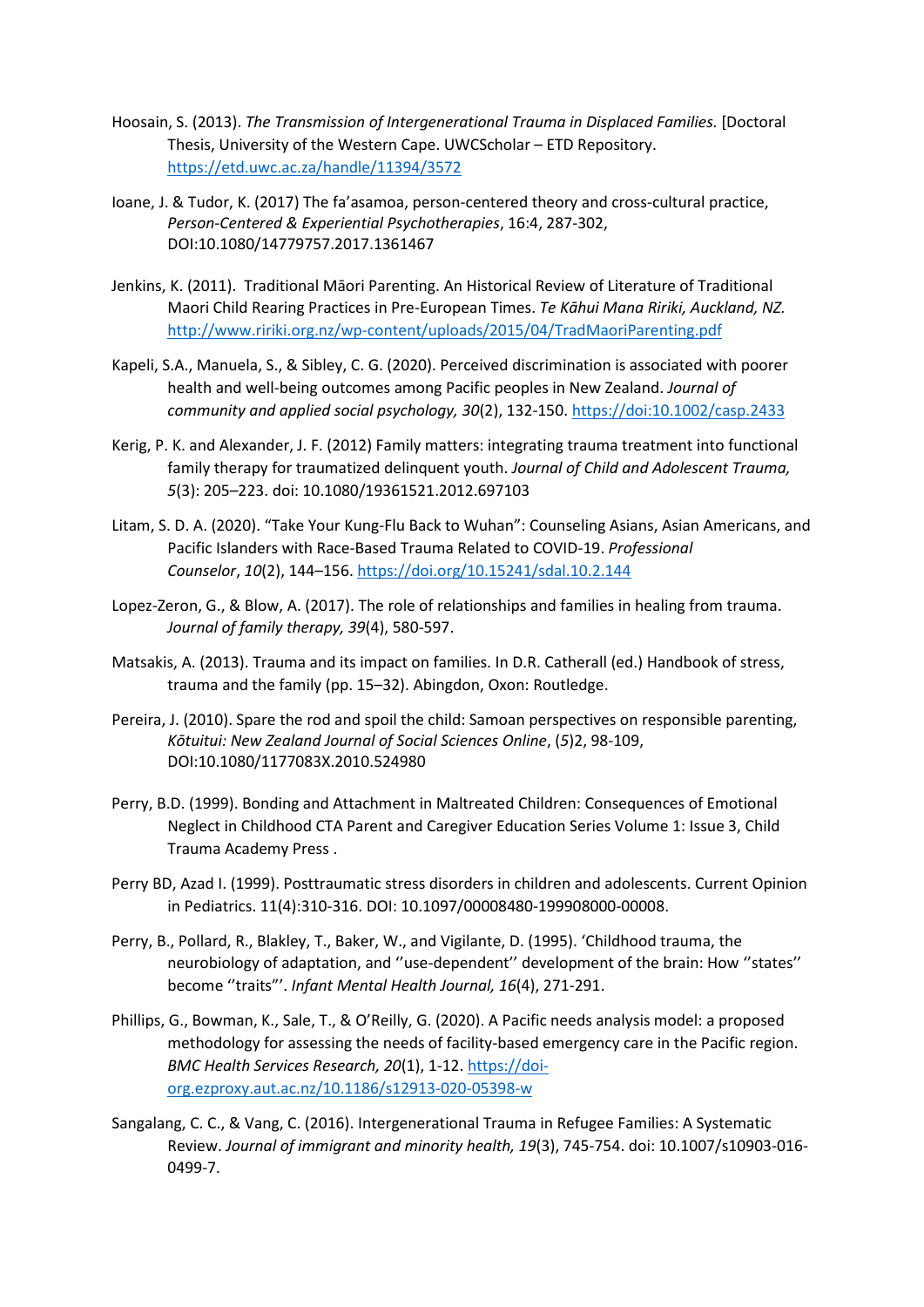Hoosain, S. (2013). *The Transmission of Intergenerational Trauma in Displaced Families.* [Doctoral Thesis, University of the Western Cape. UWCScholar – ETD Repository. https://etd.uwc.ac.za/handle/11394/3572

Ioane, J. & Tudor, K. (2017) The fa'asamoa, person-centered theory and cross-cultural practice, *Person-Centered & Experiential Psychotherapies*, 16:4, 287-302, DOI:10.1080/14779757.2017.1361467

Jenkins, K. (2011). Traditional Māori Parenting. An Historical Review of Literature of Traditional Maori Child Rearing Practices in Pre-European Times. *Te Kāhui Mana Ririki, Auckland, NZ.* http://www.ririki.org.nz/wp-content/uploads/2015/04/TradMaoriParenting.pdf

Kapeli, S.A., Manuela, S., & Sibley, C. G. (2020). Perceived discrimination is associated with poorer health and well-being outcomes among Pacific peoples in New Zealand. *Journal of community and applied social psychology, 30*(2), 132-150. https://doi:10.1002/casp.2433

Kerig, P. K. and Alexander, J. F. (2012) Family matters: integrating trauma treatment into functional family therapy for traumatized delinquent youth. *Journal of Child and Adolescent Trauma, 5*(3): 205–223. doi: 10.1080/19361521.2012.697103

Litam, S. D. A. (2020). "Take Your Kung-Flu Back to Wuhan": Counseling Asians, Asian Americans, and Pacific Islanders with Race-Based Trauma Related to COVID-19. *Professional Counselor*, *10*(2), 144–156. https://doi.org/10.15241/sdal.10.2.144

Lopez-Zeron, G., & Blow, A. (2017). The role of relationships and families in healing from trauma. *Journal of family therapy, 39*(4), 580-597.

Matsakis, A. (2013). Trauma and its impact on families. In D.R. Catherall (ed.) Handbook of stress, trauma and the family (pp. 15–32). Abingdon, Oxon: Routledge.

Pereira, J. (2010). Spare the rod and spoil the child: Samoan perspectives on responsible parenting, *Kōtuitui: New Zealand Journal of Social Sciences Online*, (*5*)2, 98-109, DOI:10.1080/1177083X.2010.524980

Perry, B.D. (1999). Bonding and Attachment in Maltreated Children: Consequences of Emotional Neglect in Childhood CTA Parent and Caregiver Education Series Volume 1: Issue 3, Child Trauma Academy Press .

Perry BD, Azad I. (1999). Posttraumatic stress disorders in children and adolescents. Current Opinion in Pediatrics. 11(4):310-316. DOI: 10.1097/00008480-199908000-00008.

Perry, B., Pollard, R., Blakley, T., Baker, W., and Vigilante, D. (1995). 'Childhood trauma, the neurobiology of adaptation, and ''use-dependent'' development of the brain: How ''states'' become ''traits'''. *Infant Mental Health Journal, 16*(4), 271-291.

Phillips, G., Bowman, K., Sale, T., & O'Reilly, G. (2020). A Pacific needs analysis model: a proposed methodology for assessing the needs of facility-based emergency care in the Pacific region. *BMC Health Services Research, 20*(1), 1-12. https://doi-org.ezproxy.aut.ac.nz/10.1186/s12913-020-05398-w

Sangalang, C. C., & Vang, C. (2016). Intergenerational Trauma in Refugee Families: A Systematic Review. *Journal of immigrant and minority health, 19*(3), 745-754. doi: 10.1007/s10903-016-0499-7.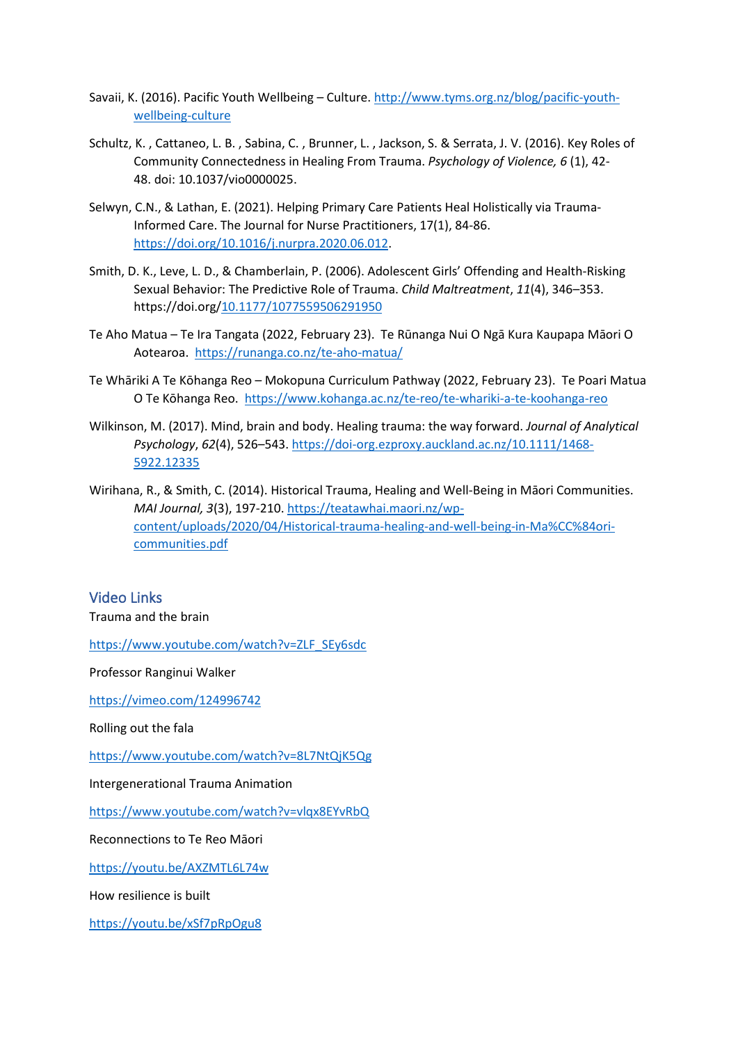Savaii, K. (2016). Pacific Youth Wellbeing – Culture. http://www.tyms.org.nz/blog/pacific-youth-wellbeing-culture

Schultz, K. , Cattaneo, L. B. , Sabina, C. , Brunner, L. , Jackson, S. & Serrata, J. V. (2016). Key Roles of Community Connectedness in Healing From Trauma. *Psychology of Violence, 6* (1), 42-48. doi: 10.1037/vio0000025.

Selwyn, C.N., & Lathan, E. (2021). Helping Primary Care Patients Heal Holistically via Trauma-Informed Care. The Journal for Nurse Practitioners, 17(1), 84-86. https://doi.org/10.1016/j.nurpra.2020.06.012.

Smith, D. K., Leve, L. D., & Chamberlain, P. (2006). Adolescent Girls' Offending and Health-Risking Sexual Behavior: The Predictive Role of Trauma. *Child Maltreatment*, *11*(4), 346–353. https://doi.org/10.1177/1077559506291950

Te Aho Matua – Te Ira Tangata (2022, February 23). Te Rūnanga Nui O Ngā Kura Kaupapa Māori O Aotearoa. https://runanga.co.nz/te-aho-matua/

Te Whāriki A Te Kōhanga Reo – Mokopuna Curriculum Pathway (2022, February 23). Te Poari Matua O Te Kōhanga Reo. https://www.kohanga.ac.nz/te-reo/te-whariki-a-te-koohanga-reo

Wilkinson, M. (2017). Mind, brain and body. Healing trauma: the way forward. *Journal of Analytical Psychology*, *62*(4), 526–543. https://doi-org.ezproxy.auckland.ac.nz/10.1111/1468-5922.12335

Wirihana, R., & Smith, C. (2014). Historical Trauma, Healing and Well-Being in Māori Communities. *MAI Journal, 3*(3), 197-210. https://teatawhai.maori.nz/wp-content/uploads/2020/04/Historical-trauma-healing-and-well-being-in-Ma%CC%84ori-communities.pdf

## Video Links

Trauma and the brain

https://www.youtube.com/watch?v=ZLF_SEy6sdc

Professor Ranginui Walker

https://vimeo.com/124996742

Rolling out the fala

https://www.youtube.com/watch?v=8L7NtQjK5Qg

Intergenerational Trauma Animation

https://www.youtube.com/watch?v=vlqx8EYvRbQ

Reconnections to Te Reo Māori

https://youtu.be/AXZMTL6L74w

How resilience is built

https://youtu.be/xSf7pRpOgu8